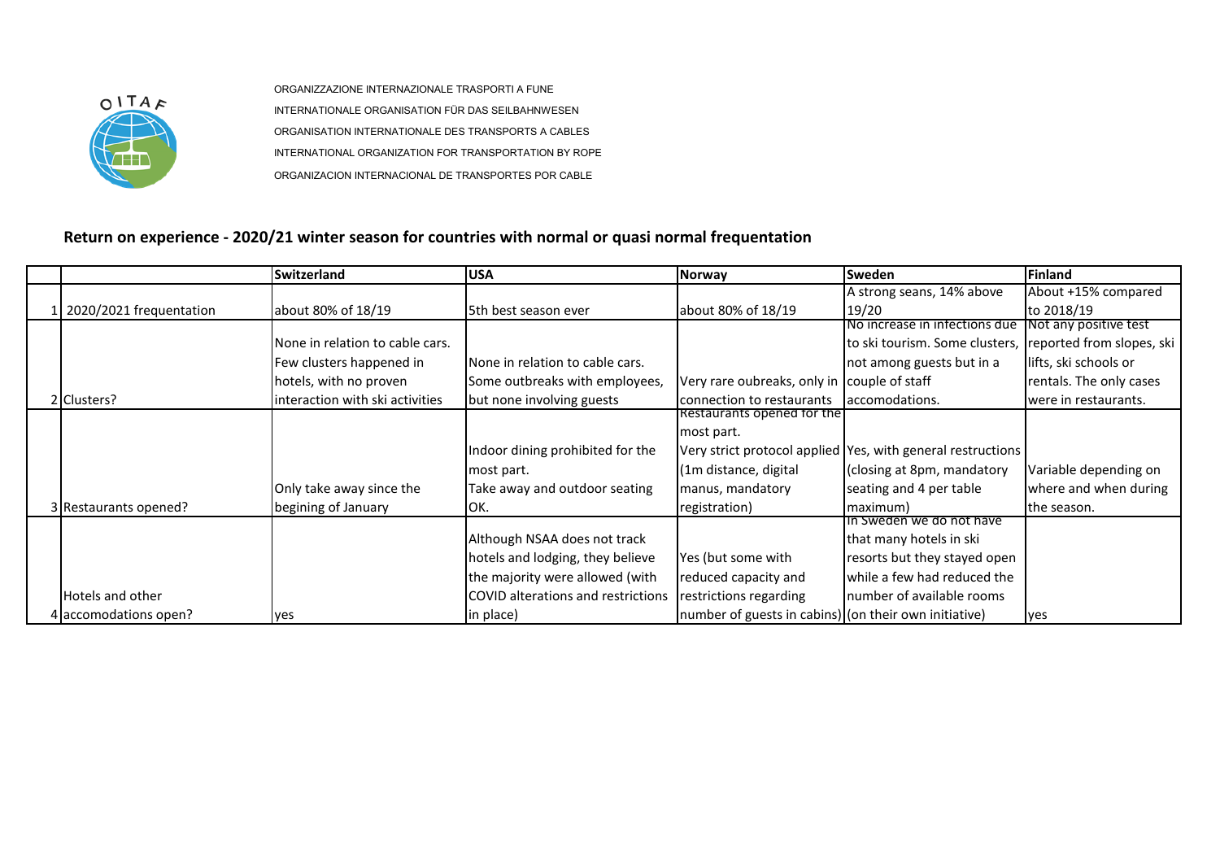ORGANIZZAZIONE INTERNAZIONALE TRASPORTI A FUNE
INTERNATIONALE ORGANISATION FÜR DAS SEILBAHNWESEN
ORGANISATION INTERNATIONALE DES TRANSPORTS A CABLES
INTERNATIONAL ORGANIZATION FOR TRANSPORTATION BY ROPE
ORGANIZACION INTERNACIONAL DE TRANSPORTES POR CABLE

## Return on experience - 2020/21 winter season for countries with normal or quasi normal frequentation

| | | Switzerland | USA | Norway | Sweden | Finland |
|---|---|---|---|---|---|---|
| 1 | 2020/2021 frequentation | about 80% of 18/19 | 5th best season ever | about 80% of 18/19 | A strong seans, 14% above 19/20 | About +15% compared to 2018/19 |
| 2 | Clusters? | None in relation to cable cars. Few clusters happened in hotels, with no proven interaction with ski activities | None in relation to cable cars. Some outbreaks with employees, but none involving guests | Very rare oubreaks, only in connection to restaurants | No increase in infections due to ski tourism. Some clusters, not among guests but in a couple of staff accomodations. | Not any positive test reported from slopes, ski lifts, ski schools or rentals. The only cases were in restaurants. |
| 3 | Restaurants opened? | Only take away since the begining of January | Indoor dining prohibited for the most part. Take away and outdoor seating OK. | Restaurants opened for the most part. Very strict protocol applied (1m distance, digital manus, mandatory registration) | Yes, with general restructions (closing at 8pm, mandatory seating and 4 per table maximum) | Variable depending on where and when during the season. |
| 4 | Hotels and other accomodations open? | yes | Although NSAA does not track hotels and lodging, they believe the majority were allowed (with COVID alterations and restrictions in place) | Yes (but some with reduced capacity and restrictions regarding number of guests in cabins) | In Sweden we do not have that many hotels in ski resorts but they stayed open while a few had reduced the number of available rooms (on their own initiative) | yes |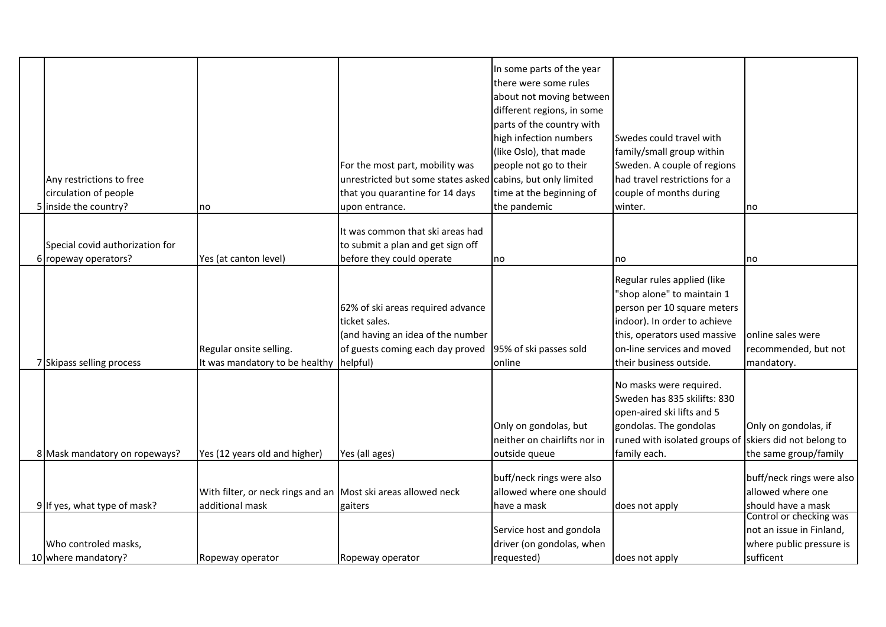| | | | | | | |
|---|---|---|---|---|---|---|
| 5 | Any restrictions to free circulation of people inside the country? | no | For the most part, mobility was unrestricted but some states asked that you quarantine for 14 days upon entrance. | In some parts of the year there were some rules about not moving between different regions, in some parts of the country with high infection numbers (like Oslo), that made people not go to their cabins, but only limited time at the beginning of the pandemic | Swedes could travel with family/small group within Sweden. A couple of regions had travel restrictions for a couple of months during winter. | no |
| 6 | Special covid authorization for ropeway operators? | Yes (at canton level) | It was common that ski areas had to submit a plan and get sign off before they could operate | no | no | no |
| 7 | Skipass selling process | Regular onsite selling. It was mandatory to be healthy | 62% of ski areas required advance ticket sales. (and having an idea of the number of guests coming each day proved helpful) | 95% of ski passes sold online | Regular rules applied (like "shop alone" to maintain 1 person per 10 square meters indoor). In order to achieve this, operators used massive on-line services and moved their business outside. | online sales were recommended, but not mandatory. |
| 8 | Mask mandatory on ropeways? | Yes (12 years old and higher) | Yes (all ages) | Only on gondolas, but neither on chairlifts nor in outside queue | No masks were required. Sweden has 835 skilifts: 830 open-aired ski lifts and 5 gondolas. The gondolas runed with isolated groups of family each. | Only on gondolas, if skiers did not belong to the same group/family |
| 9 | If yes, what type of mask? | With filter, or neck rings and an additional mask | Most ski areas allowed neck gaiters | buff/neck rings were also allowed where one should have a mask | does not apply | buff/neck rings were also allowed where one should have a mask |
| 10 | Who controled masks, where mandatory? | Ropeway operator | Ropeway operator | Service host and gondola driver (on gondolas, when requested) | does not apply | Control or checking was not an issue in Finland, where public pressure is sufficent |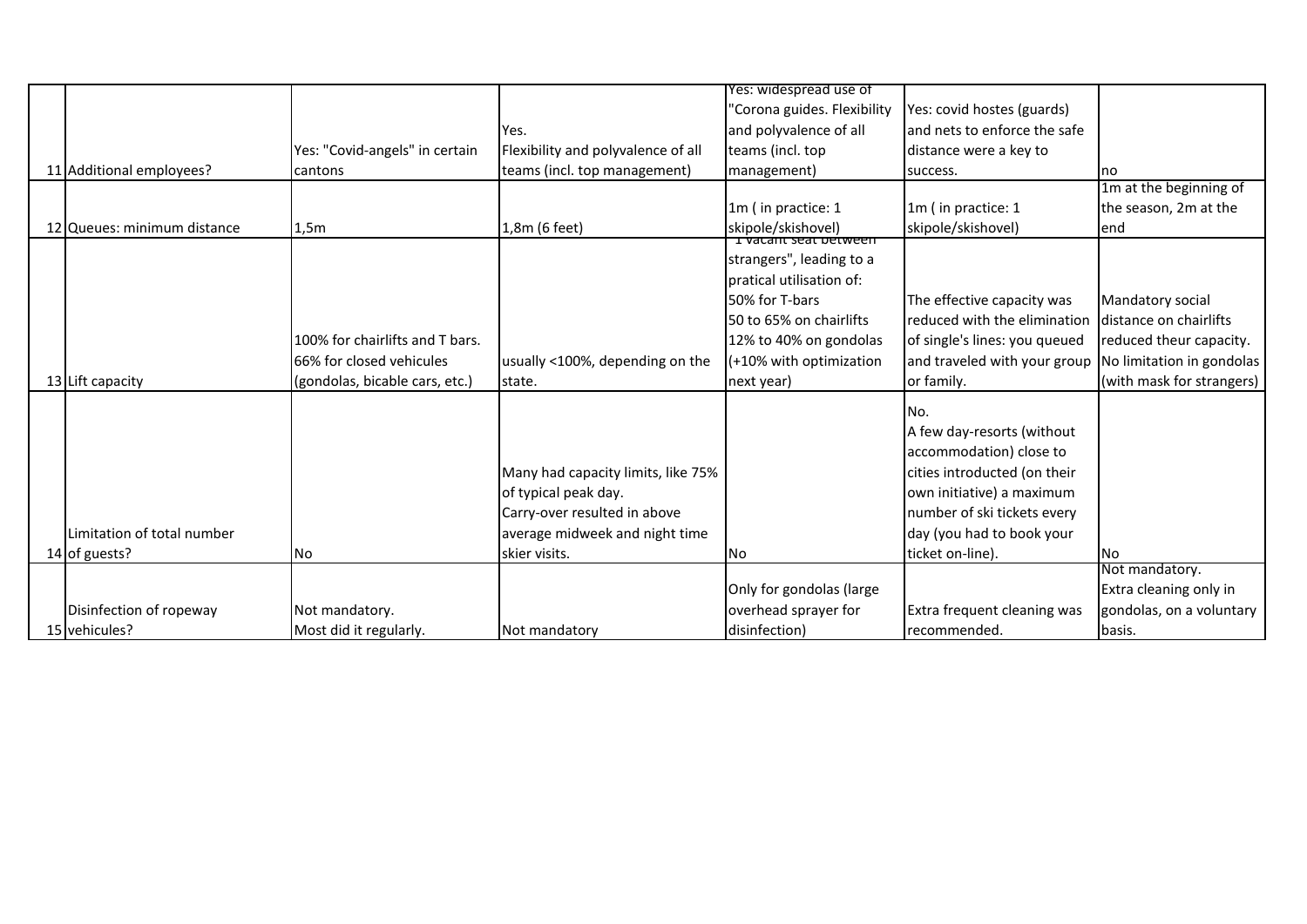| | | | | | | |
|---|---|---|---|---|---|---|
| 11 | Additional employees? | Yes: "Covid-angels" in certain cantons | Yes. Flexibility and polyvalence of all teams (incl. top management) | Yes: widespread use of "Corona guides. Flexibility and polyvalence of all teams (incl. top management) | Yes: covid hostes (guards) and nets to enforce the safe distance were a key to success. | no |
| 12 | Queues: minimum distance | 1,5m | 1,8m (6 feet) | 1m ( in practice: 1 skipole/skishovel) | 1m ( in practice: 1 skipole/skishovel) | 1m at the beginning of the season, 2m at the end |
| 13 | Lift capacity | 100% for chairlifts and T bars. 66% for closed vehicules (gondolas, bicable cars, etc.) | usually <100%, depending on the state. | "1 vacant seat between strangers", leading to a pratical utilisation of: 50% for T-bars 50 to 65% on chairlifts 12% to 40% on gondolas (+10% with optimization next year) | The effective capacity was reduced with the elimination of single's lines: you queued and traveled with your group or family. | Mandatory social distance on chairlifts reduced theur capacity. No limitation in gondolas (with mask for strangers) |
| 14 | Limitation of total number of guests? | No | Many had capacity limits, like 75% of typical peak day. Carry-over resulted in above average midweek and night time skier visits. | No | No. A few day-resorts (without accommodation) close to cities introducted (on their own initiative) a maximum number of ski tickets every day (you had to book your ticket on-line). | No |
| 15 | Disinfection of ropeway vehicules? | Not mandatory. Most did it regularly. | Not mandatory | Only for gondolas (large overhead sprayer for disinfection) | Extra frequent cleaning was recommended. | Not mandatory. Extra cleaning only in gondolas, on a voluntary basis. |